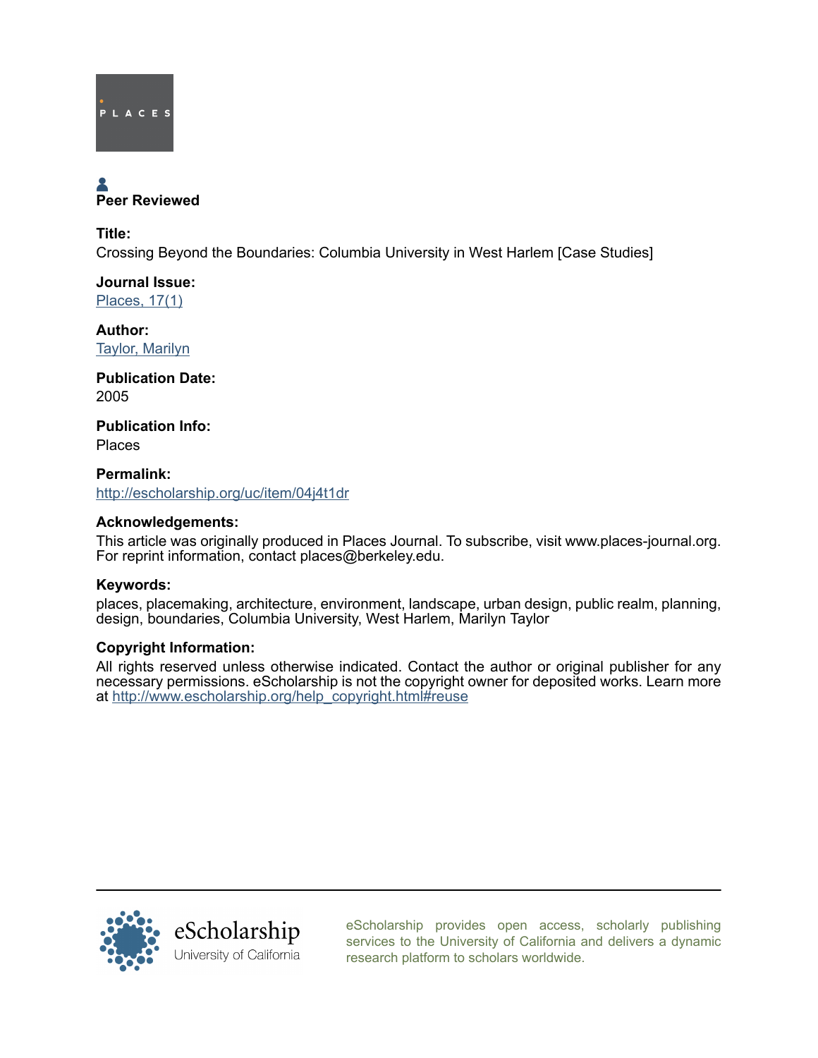PLACES

Peer Reviewed

**Title:**
Crossing Beyond the Boundaries: Columbia University in West Harlem [Case Studies]

**Journal Issue:**
[Places, 17(1)](#)

**Author:**
[Taylor, Marilyn](#)

**Publication Date:**
2005

**Publication Info:**
Places

**Permalink:**
[http://escholarship.org/uc/item/04j4t1dr](http://escholarship.org/uc/item/04j4t1dr)

**Acknowledgements:**
This article was originally produced in Places Journal. To subscribe, visit www.places-journal.org. For reprint information, contact places@berkeley.edu.

**Keywords:**
places, placemaking, architecture, environment, landscape, urban design, public realm, planning, design, boundaries, Columbia University, West Harlem, Marilyn Taylor

**Copyright Information:**
All rights reserved unless otherwise indicated. Contact the author or original publisher for any necessary permissions. eScholarship is not the copyright owner for deposited works. Learn more at [http://www.escholarship.org/help_copyright.html#reuse](http://www.escholarship.org/help_copyright.html#reuse)

eScholarship
University of California

eScholarship provides open access, scholarly publishing services to the University of California and delivers a dynamic research platform to scholars worldwide.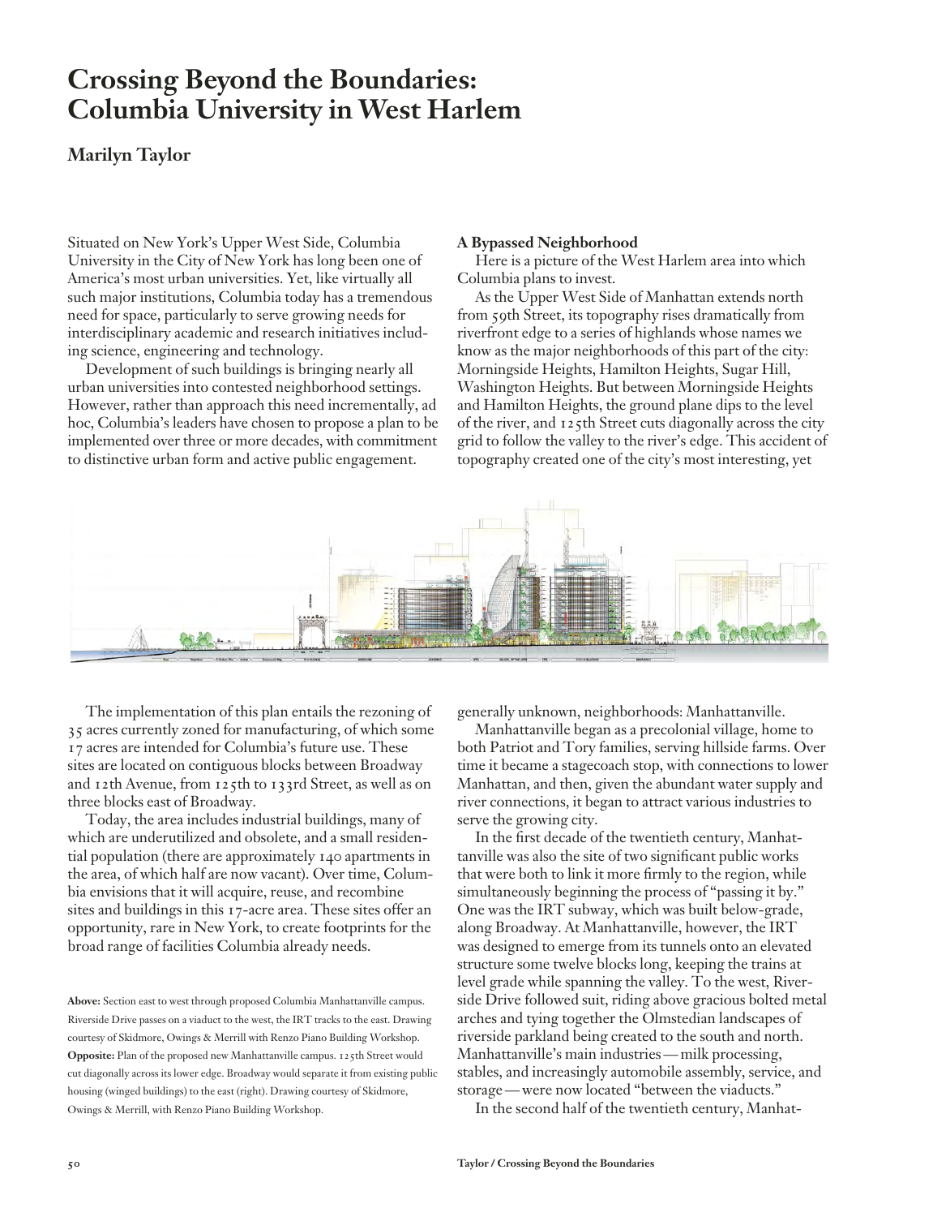# Crossing Beyond the Boundaries: Columbia University in West Harlem

## Marilyn Taylor

Situated on New York's Upper West Side, Columbia University in the City of New York has long been one of America's most urban universities. Yet, like virtually all such major institutions, Columbia today has a tremendous need for space, particularly to serve growing needs for interdisciplinary academic and research initiatives including science, engineering and technology.

Development of such buildings is bringing nearly all urban universities into contested neighborhood settings. However, rather than approach this need incrementally, ad hoc, Columbia's leaders have chosen to propose a plan to be implemented over three or more decades, with commitment to distinctive urban form and active public engagement.

The implementation of this plan entails the rezoning of 35 acres currently zoned for manufacturing, of which some 17 acres are intended for Columbia's future use. These sites are located on contiguous blocks between Broadway and 12th Avenue, from 125th to 133rd Street, as well as on three blocks east of Broadway.

Today, the area includes industrial buildings, many of which are underutilized and obsolete, and a small residential population (there are approximately 140 apartments in the area, of which half are now vacant). Over time, Columbia envisions that it will acquire, reuse, and recombine sites and buildings in this 17-acre area. These sites offer an opportunity, rare in New York, to create footprints for the broad range of facilities Columbia already needs.

**A Bypassed Neighborhood**

Here is a picture of the West Harlem area into which Columbia plans to invest.

As the Upper West Side of Manhattan extends north from 59th Street, its topography rises dramatically from riverfront edge to a series of highlands whose names we know as the major neighborhoods of this part of the city: Morningside Heights, Hamilton Heights, Sugar Hill, Washington Heights. But between Morningside Heights and Hamilton Heights, the ground plane dips to the level of the river, and 125th Street cuts diagonally across the city grid to follow the valley to the river's edge. This accident of topography created one of the city's most interesting, yet generally unknown, neighborhoods: Manhattanville.

Manhattanville began as a precolonial village, home to both Patriot and Tory families, serving hillside farms. Over time it became a stagecoach stop, with connections to lower Manhattan, and then, given the abundant water supply and river connections, it began to attract various industries to serve the growing city.

In the first decade of the twentieth century, Manhattanville was also the site of two significant public works that were both to link it more firmly to the region, while simultaneously beginning the process of "passing it by." One was the IRT subway, which was built below-grade, along Broadway. At Manhattanville, however, the IRT was designed to emerge from its tunnels onto an elevated structure some twelve blocks long, keeping the trains at level grade while spanning the valley. To the west, Riverside Drive followed suit, riding above gracious bolted metal arches and tying together the Olmstedian landscapes of riverside parkland being created to the south and north. Manhattanville's main industries—milk processing, stables, and increasingly automobile assembly, service, and storage—were now located "between the viaducts."

In the second half of the twentieth century, Manhat-

**Above:** Section east to west through proposed Columbia Manhattanville campus. Riverside Drive passes on a viaduct to the west, the IRT tracks to the east. Drawing courtesy of Skidmore, Owings & Merrill with Renzo Piano Building Workshop.
**Opposite:** Plan of the proposed new Manhattanville campus. 125th Street would cut diagonally across its lower edge. Broadway would separate it from existing public housing (winged buildings) to the east (right). Drawing courtesy of Skidmore, Owings & Merrill, with Renzo Piano Building Workshop.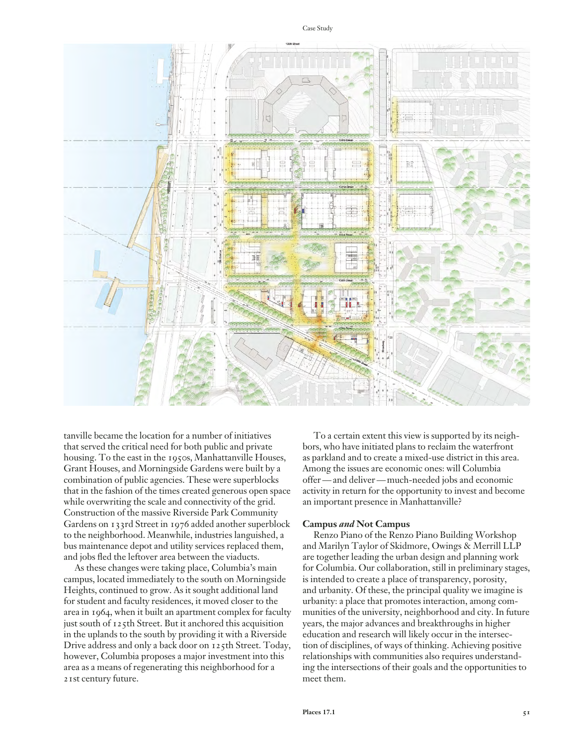tanville became the location for a number of initiatives that served the critical need for both public and private housing. To the east in the 1950s, Manhattanville Houses, Grant Houses, and Morningside Gardens were built by a combination of public agencies. These were superblocks that in the fashion of the times created generous open space while overwriting the scale and connectivity of the grid. Construction of the massive Riverside Park Community Gardens on 133rd Street in 1976 added another superblock to the neighborhood. Meanwhile, industries languished, a bus maintenance depot and utility services replaced them, and jobs fled the leftover area between the viaducts.

As these changes were taking place, Columbia's main campus, located immediately to the south on Morningside Heights, continued to grow. As it sought additional land for student and faculty residences, it moved closer to the area in 1964, when it built an apartment complex for faculty just south of 125th Street. But it anchored this acquisition in the uplands to the south by providing it with a Riverside Drive address and only a back door on 125th Street. Today, however, Columbia proposes a major investment into this area as a means of regenerating this neighborhood for a 21st century future.

To a certain extent this view is supported by its neighbors, who have initiated plans to reclaim the waterfront as parkland and to create a mixed-use district in this area. Among the issues are economic ones: will Columbia offer—and deliver—much-needed jobs and economic activity in return for the opportunity to invest and become an important presence in Manhattanville?

## Campus *and* Not Campus

Renzo Piano of the Renzo Piano Building Workshop and Marilyn Taylor of Skidmore, Owings & Merrill LLP are together leading the urban design and planning work for Columbia. Our collaboration, still in preliminary stages, is intended to create a place of transparency, porosity, and urbanity. Of these, the principal quality we imagine is urbanity: a place that promotes interaction, among communities of the university, neighborhood and city. In future years, the major advances and breakthroughs in higher education and research will likely occur in the intersection of disciplines, of ways of thinking. Achieving positive relationships with communities also requires understanding the intersections of their goals and the opportunities to meet them.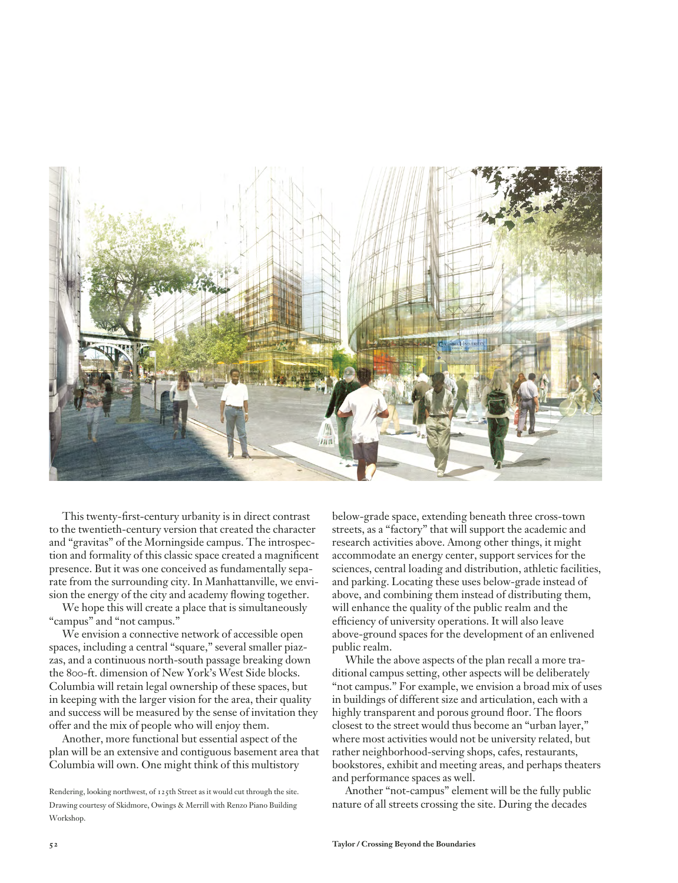This twenty-first-century urbanity is in direct contrast to the twentieth-century version that created the character and "gravitas" of the Morningside campus. The introspection and formality of this classic space created a magnificent presence. But it was one conceived as fundamentally separate from the surrounding city. In Manhattanville, we envision the energy of the city and academy flowing together.

We hope this will create a place that is simultaneously "campus" and "not campus."

We envision a connective network of accessible open spaces, including a central "square," several smaller piazzas, and a continuous north-south passage breaking down the 800-ft. dimension of New York's West Side blocks. Columbia will retain legal ownership of these spaces, but in keeping with the larger vision for the area, their quality and success will be measured by the sense of invitation they offer and the mix of people who will enjoy them.

Another, more functional but essential aspect of the plan will be an extensive and contiguous basement area that Columbia will own. One might think of this multistory below-grade space, extending beneath three cross-town streets, as a "factory" that will support the academic and research activities above. Among other things, it might accommodate an energy center, support services for the sciences, central loading and distribution, athletic facilities, and parking. Locating these uses below-grade instead of above, and combining them instead of distributing them, will enhance the quality of the public realm and the efficiency of university operations. It will also leave above-ground spaces for the development of an enlivened public realm.

While the above aspects of the plan recall a more traditional campus setting, other aspects will be deliberately "not campus." For example, we envision a broad mix of uses in buildings of different size and articulation, each with a highly transparent and porous ground floor. The floors closest to the street would thus become an "urban layer," where most activities would not be university related, but rather neighborhood-serving shops, cafes, restaurants, bookstores, exhibit and meeting areas, and perhaps theaters and performance spaces as well.

Another "not-campus" element will be the fully public nature of all streets crossing the site. During the decades

Rendering, looking northwest, of 125th Street as it would cut through the site. Drawing courtesy of Skidmore, Owings & Merrill with Renzo Piano Building Workshop.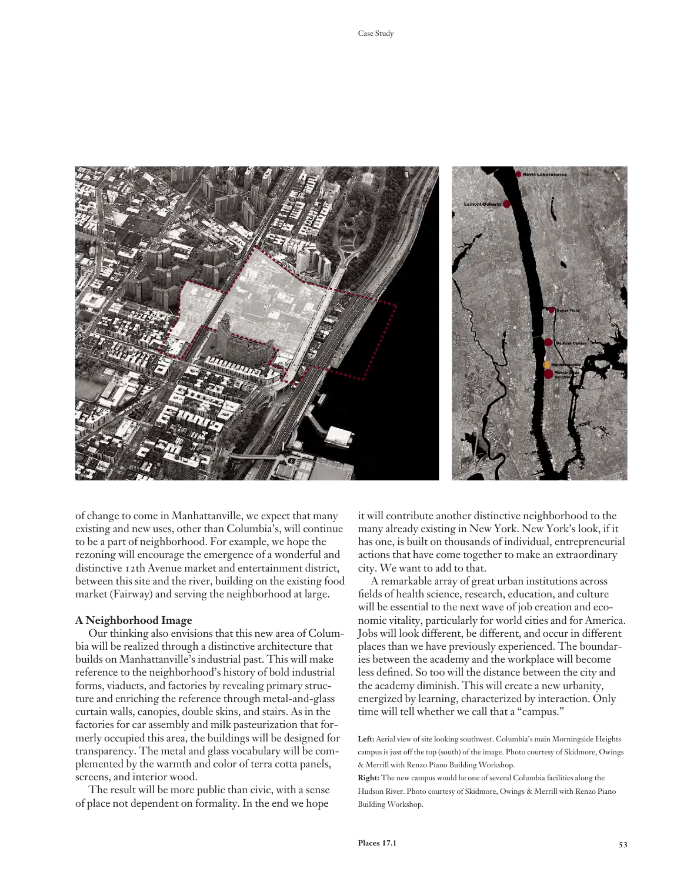of change to come in Manhattanville, we expect that many existing and new uses, other than Columbia's, will continue to be a part of neighborhood. For example, we hope the rezoning will encourage the emergence of a wonderful and distinctive 12th Avenue market and entertainment district, between this site and the river, building on the existing food market (Fairway) and serving the neighborhood at large.

### A Neighborhood Image

Our thinking also envisions that this new area of Columbia will be realized through a distinctive architecture that builds on Manhattanville's industrial past. This will make reference to the neighborhood's history of bold industrial forms, viaducts, and factories by revealing primary structure and enriching the reference through metal-and-glass curtain walls, canopies, double skins, and stairs. As in the factories for car assembly and milk pasteurization that formerly occupied this area, the buildings will be designed for transparency. The metal and glass vocabulary will be complemented by the warmth and color of terra cotta panels, screens, and interior wood.

The result will be more public than civic, with a sense of place not dependent on formality. In the end we hope it will contribute another distinctive neighborhood to the many already existing in New York. New York's look, if it has one, is built on thousands of individual, entrepreneurial actions that have come together to make an extraordinary city. We want to add to that.

A remarkable array of great urban institutions across fields of health science, research, education, and culture will be essential to the next wave of job creation and economic vitality, particularly for world cities and for America. Jobs will look different, be different, and occur in different places than we have previously experienced. The boundaries between the academy and the workplace will become less defined. So too will the distance between the city and the academy diminish. This will create a new urbanity, energized by learning, characterized by interaction. Only time will tell whether we call that a "campus."

**Left:** Aerial view of site looking southwest. Columbia's main Morningside Heights campus is just off the top (south) of the image. Photo courtesy of Skidmore, Owings & Merrill with Renzo Piano Building Workshop.

**Right:** The new campus would be one of several Columbia facilities along the Hudson River. Photo courtesy of Skidmore, Owings & Merrill with Renzo Piano Building Workshop.